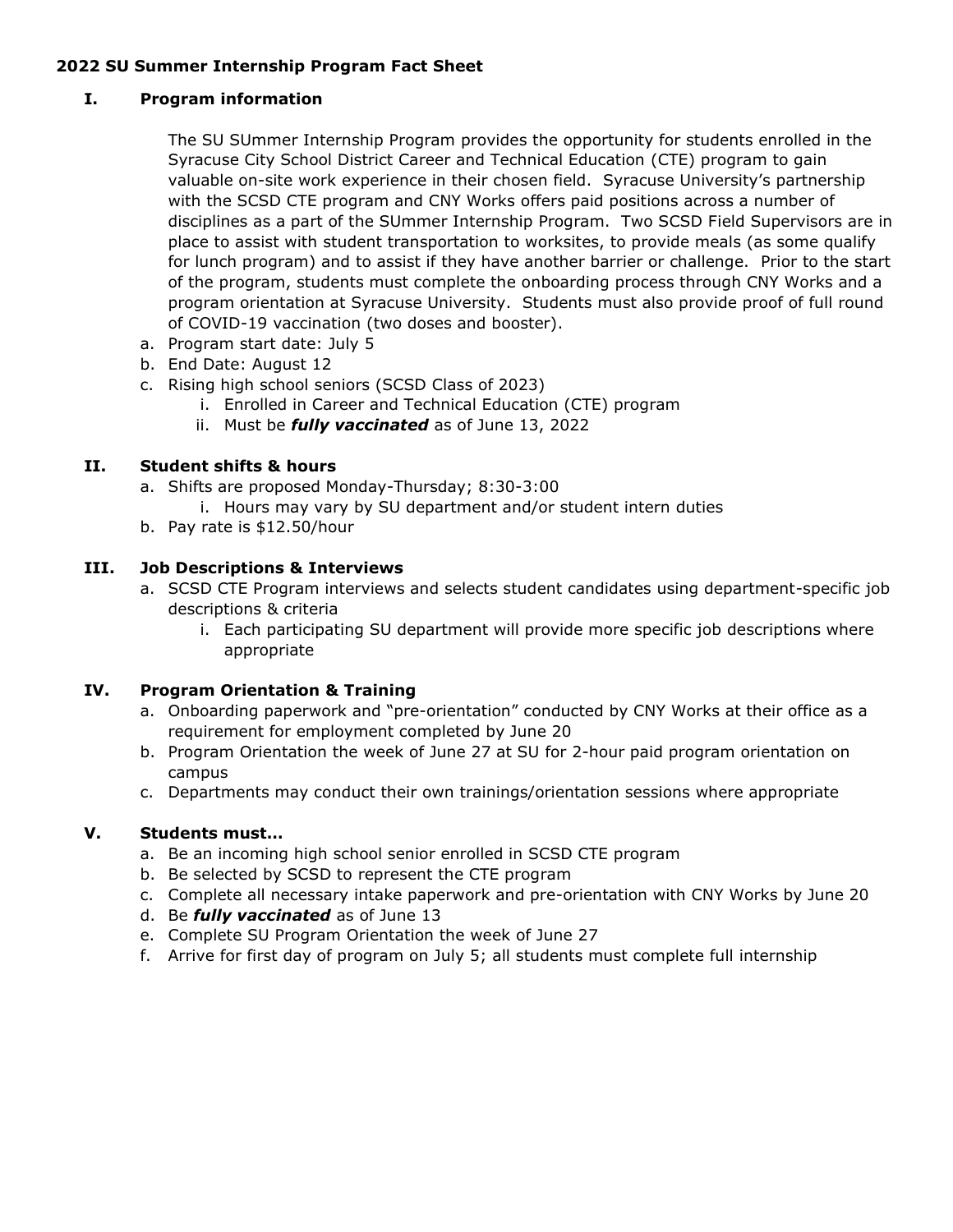# 2022 SU Summer Internship Program Fact Sheet

## I. Program information

The SU SUmmer Internship Program provides the opportunity for students enrolled in the Syracuse City School District Career and Technical Education (CTE) program to gain valuable on-site work experience in their chosen field. Syracuse University's partnership with the SCSD CTE program and CNY Works offers paid positions across a number of disciplines as a part of the SUmmer Internship Program. Two SCSD Field Supervisors are in place to assist with student transportation to worksites, to provide meals (as some qualify for lunch program) and to assist if they have another barrier or challenge. Prior to the start of the program, students must complete the onboarding process through CNY Works and a program orientation at Syracuse University. Students must also provide proof of full round of COVID-19 vaccination (two doses and booster).

a. Program start date: July 5
b. End Date: August 12
c. Rising high school seniors (SCSD Class of 2023)
   i. Enrolled in Career and Technical Education (CTE) program
   ii. Must be ***fully vaccinated*** as of June 13, 2022

## II. Student shifts & hours

a. Shifts are proposed Monday-Thursday; 8:30-3:00
   i. Hours may vary by SU department and/or student intern duties
b. Pay rate is $12.50/hour

## III. Job Descriptions & Interviews

a. SCSD CTE Program interviews and selects student candidates using department-specific job descriptions & criteria
   i. Each participating SU department will provide more specific job descriptions where appropriate

## IV. Program Orientation & Training

a. Onboarding paperwork and "pre-orientation" conducted by CNY Works at their office as a requirement for employment completed by June 20
b. Program Orientation the week of June 27 at SU for 2-hour paid program orientation on campus
c. Departments may conduct their own trainings/orientation sessions where appropriate

## V. Students must…

a. Be an incoming high school senior enrolled in SCSD CTE program
b. Be selected by SCSD to represent the CTE program
c. Complete all necessary intake paperwork and pre-orientation with CNY Works by June 20
d. Be ***fully vaccinated*** as of June 13
e. Complete SU Program Orientation the week of June 27
f. Arrive for first day of program on July 5; all students must complete full internship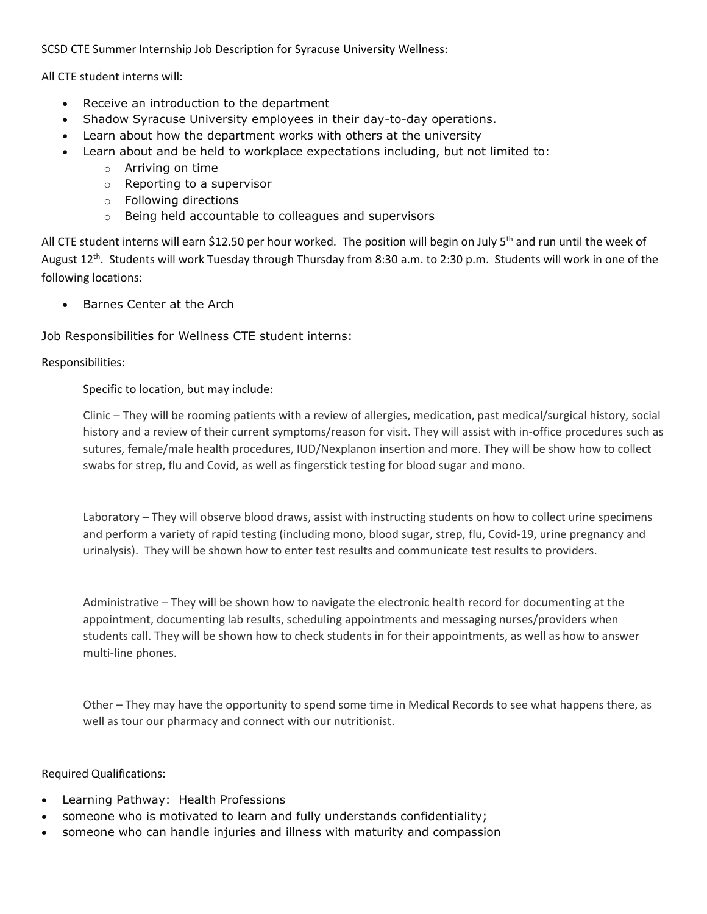SCSD CTE Summer Internship Job Description for Syracuse University Wellness:

All CTE student interns will:

- Receive an introduction to the department
- Shadow Syracuse University employees in their day-to-day operations.
- Learn about how the department works with others at the university
- Learn about and be held to workplace expectations including, but not limited to:
  - Arriving on time
  - Reporting to a supervisor
  - Following directions
  - Being held accountable to colleagues and supervisors

All CTE student interns will earn $12.50 per hour worked. The position will begin on July 5th and run until the week of August 12th. Students will work Tuesday through Thursday from 8:30 a.m. to 2:30 p.m. Students will work in one of the following locations:

- Barnes Center at the Arch

Job Responsibilities for Wellness CTE student interns:

Responsibilities:

Specific to location, but may include:

Clinic – They will be rooming patients with a review of allergies, medication, past medical/surgical history, social history and a review of their current symptoms/reason for visit. They will assist with in-office procedures such as sutures, female/male health procedures, IUD/Nexplanon insertion and more. They will be show how to collect swabs for strep, flu and Covid, as well as fingerstick testing for blood sugar and mono.

Laboratory – They will observe blood draws, assist with instructing students on how to collect urine specimens and perform a variety of rapid testing (including mono, blood sugar, strep, flu, Covid-19, urine pregnancy and urinalysis). They will be shown how to enter test results and communicate test results to providers.

Administrative – They will be shown how to navigate the electronic health record for documenting at the appointment, documenting lab results, scheduling appointments and messaging nurses/providers when students call. They will be shown how to check students in for their appointments, as well as how to answer multi-line phones.

Other – They may have the opportunity to spend some time in Medical Records to see what happens there, as well as tour our pharmacy and connect with our nutritionist.

Required Qualifications:

- Learning Pathway: Health Professions
- someone who is motivated to learn and fully understands confidentiality;
- someone who can handle injuries and illness with maturity and compassion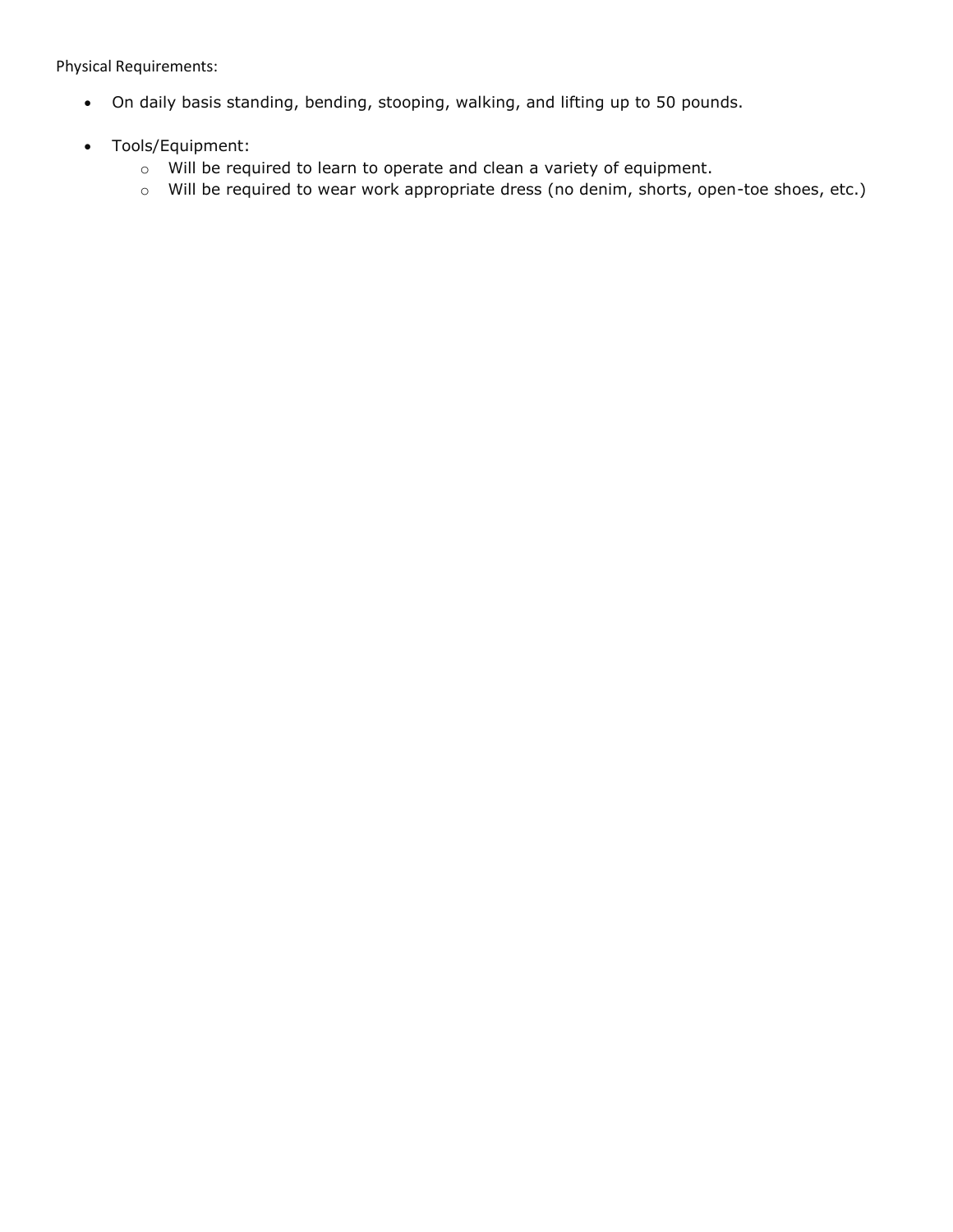Physical Requirements:

- On daily basis standing, bending, stooping, walking, and lifting up to 50 pounds.

- Tools/Equipment:
  - Will be required to learn to operate and clean a variety of equipment.
  - Will be required to wear work appropriate dress (no denim, shorts, open-toe shoes, etc.)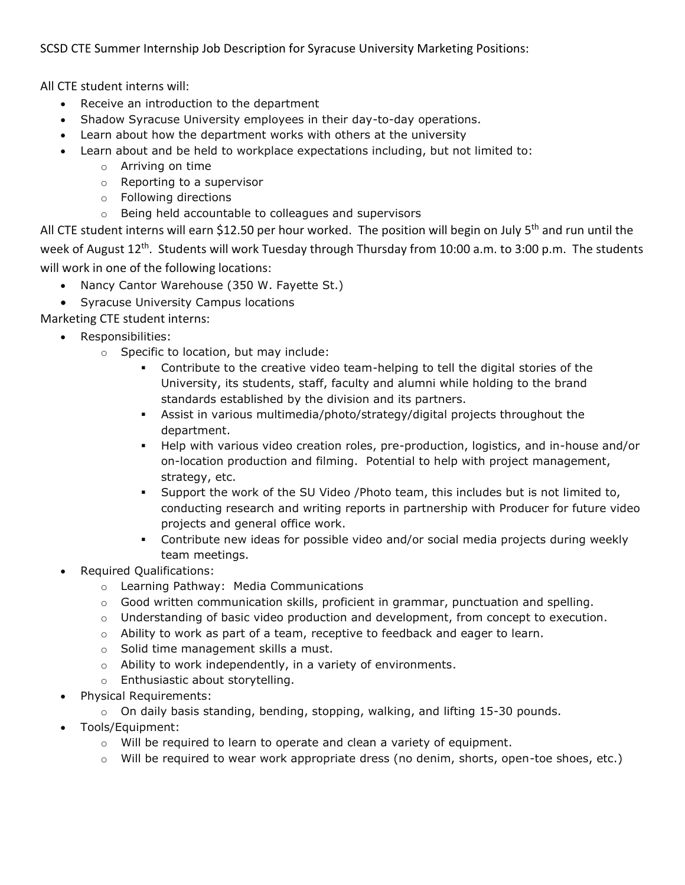SCSD CTE Summer Internship Job Description for Syracuse University Marketing Positions:

All CTE student interns will:

- Receive an introduction to the department
- Shadow Syracuse University employees in their day-to-day operations.
- Learn about how the department works with others at the university
- Learn about and be held to workplace expectations including, but not limited to:
  - Arriving on time
  - Reporting to a supervisor
  - Following directions
  - Being held accountable to colleagues and supervisors

All CTE student interns will earn $12.50 per hour worked. The position will begin on July 5th and run until the week of August 12th. Students will work Tuesday through Thursday from 10:00 a.m. to 3:00 p.m. The students will work in one of the following locations:

- Nancy Cantor Warehouse (350 W. Fayette St.)
- Syracuse University Campus locations

Marketing CTE student interns:

- Responsibilities:
  - Specific to location, but may include:
    - Contribute to the creative video team-helping to tell the digital stories of the University, its students, staff, faculty and alumni while holding to the brand standards established by the division and its partners.
    - Assist in various multimedia/photo/strategy/digital projects throughout the department.
    - Help with various video creation roles, pre-production, logistics, and in-house and/or on-location production and filming. Potential to help with project management, strategy, etc.
    - Support the work of the SU Video /Photo team, this includes but is not limited to, conducting research and writing reports in partnership with Producer for future video projects and general office work.
    - Contribute new ideas for possible video and/or social media projects during weekly team meetings.
- Required Qualifications:
  - Learning Pathway: Media Communications
  - Good written communication skills, proficient in grammar, punctuation and spelling.
  - Understanding of basic video production and development, from concept to execution.
  - Ability to work as part of a team, receptive to feedback and eager to learn.
  - Solid time management skills a must.
  - Ability to work independently, in a variety of environments.
  - Enthusiastic about storytelling.
- Physical Requirements:
  - On daily basis standing, bending, stopping, walking, and lifting 15-30 pounds.
- Tools/Equipment:
  - Will be required to learn to operate and clean a variety of equipment.
  - Will be required to wear work appropriate dress (no denim, shorts, open-toe shoes, etc.)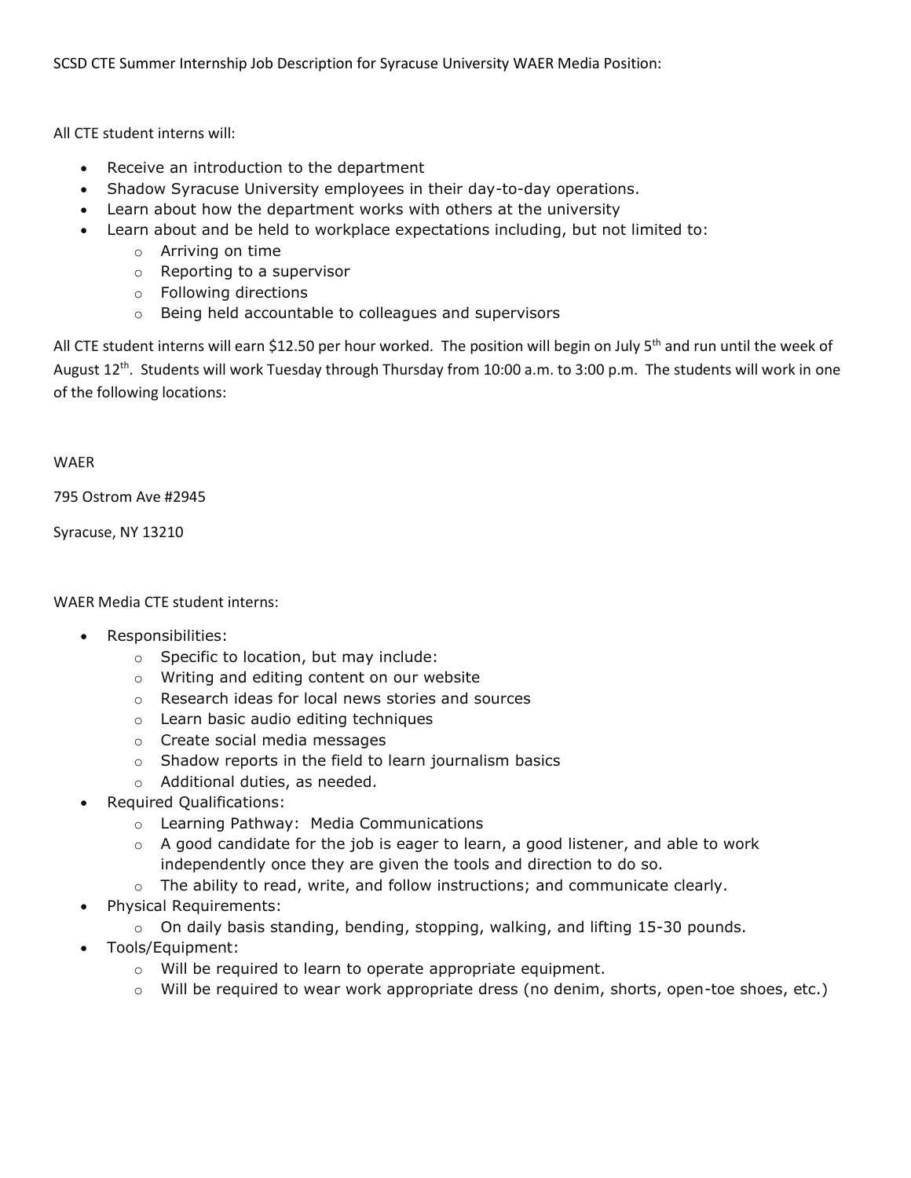SCSD CTE Summer Internship Job Description for Syracuse University WAER Media Position:

All CTE student interns will:

- Receive an introduction to the department
- Shadow Syracuse University employees in their day-to-day operations.
- Learn about how the department works with others at the university
- Learn about and be held to workplace expectations including, but not limited to:
    - Arriving on time
    - Reporting to a supervisor
    - Following directions
    - Being held accountable to colleagues and supervisors

All CTE student interns will earn $12.50 per hour worked. The position will begin on July 5th and run until the week of August 12th. Students will work Tuesday through Thursday from 10:00 a.m. to 3:00 p.m. The students will work in one of the following locations:

WAER

795 Ostrom Ave #2945

Syracuse, NY 13210

WAER Media CTE student interns:

- Responsibilities:
    - Specific to location, but may include:
    - Writing and editing content on our website
    - Research ideas for local news stories and sources
    - Learn basic audio editing techniques
    - Create social media messages
    - Shadow reports in the field to learn journalism basics
    - Additional duties, as needed.
- Required Qualifications:
    - Learning Pathway: Media Communications
    - A good candidate for the job is eager to learn, a good listener, and able to work independently once they are given the tools and direction to do so.
    - The ability to read, write, and follow instructions; and communicate clearly.
- Physical Requirements:
    - On daily basis standing, bending, stopping, walking, and lifting 15-30 pounds.
- Tools/Equipment:
    - Will be required to learn to operate appropriate equipment.
    - Will be required to wear work appropriate dress (no denim, shorts, open-toe shoes, etc.)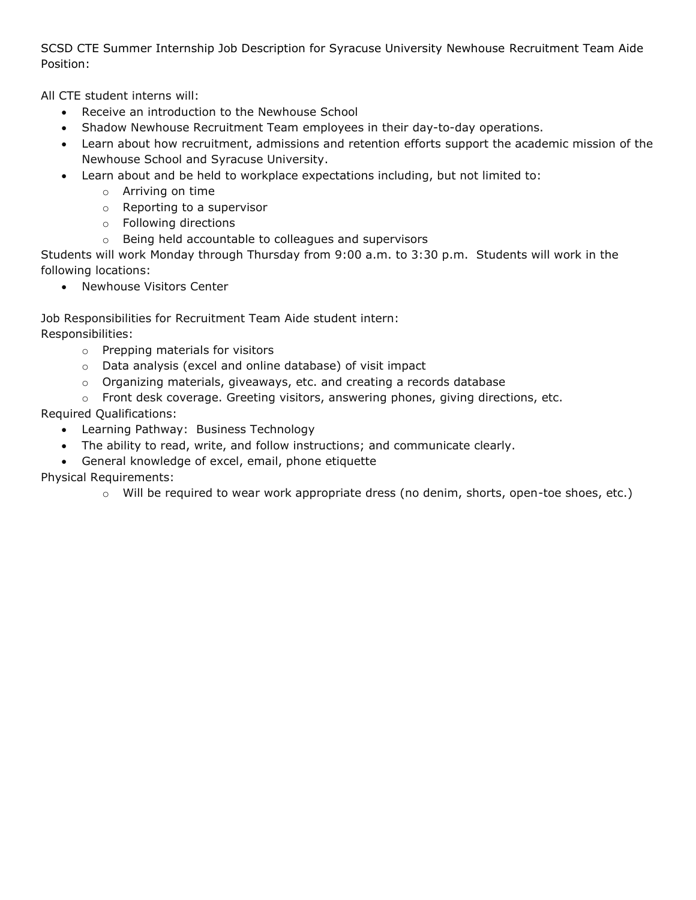SCSD CTE Summer Internship Job Description for Syracuse University Newhouse Recruitment Team Aide Position:

All CTE student interns will:

- Receive an introduction to the Newhouse School
- Shadow Newhouse Recruitment Team employees in their day-to-day operations.
- Learn about how recruitment, admissions and retention efforts support the academic mission of the Newhouse School and Syracuse University.
- Learn about and be held to workplace expectations including, but not limited to:
  - Arriving on time
  - Reporting to a supervisor
  - Following directions
  - Being held accountable to colleagues and supervisors

Students will work Monday through Thursday from 9:00 a.m. to 3:30 p.m. Students will work in the following locations:

- Newhouse Visitors Center

Job Responsibilities for Recruitment Team Aide student intern:

Responsibilities:

- Prepping materials for visitors
- Data analysis (excel and online database) of visit impact
- Organizing materials, giveaways, etc. and creating a records database
- Front desk coverage. Greeting visitors, answering phones, giving directions, etc.

Required Qualifications:

- Learning Pathway: Business Technology
- The ability to read, write, and follow instructions; and communicate clearly.
- General knowledge of excel, email, phone etiquette

Physical Requirements:

- Will be required to wear work appropriate dress (no denim, shorts, open-toe shoes, etc.)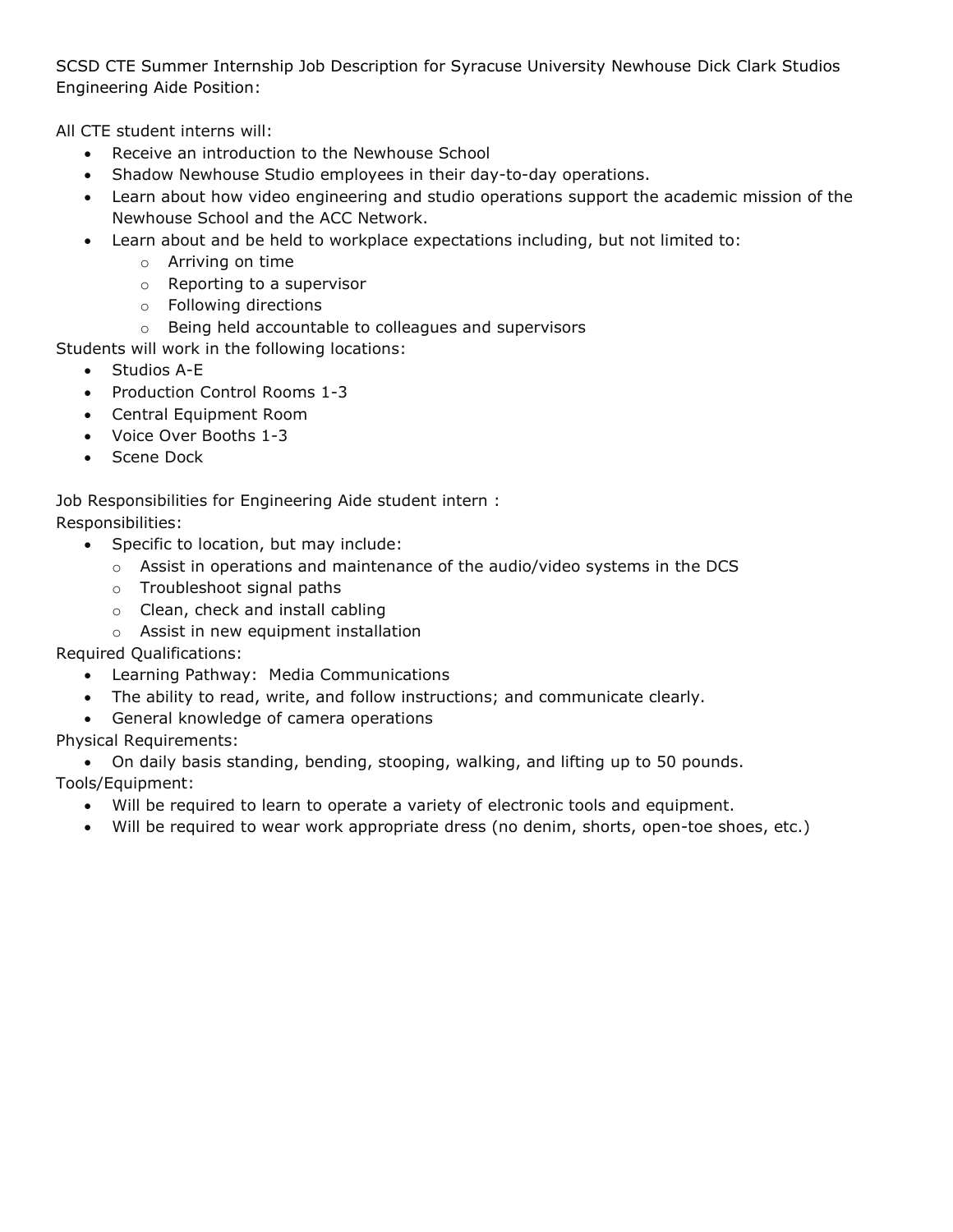SCSD CTE Summer Internship Job Description for Syracuse University Newhouse Dick Clark Studios Engineering Aide Position:

All CTE student interns will:

- Receive an introduction to the Newhouse School
- Shadow Newhouse Studio employees in their day-to-day operations.
- Learn about how video engineering and studio operations support the academic mission of the Newhouse School and the ACC Network.
- Learn about and be held to workplace expectations including, but not limited to:
  - Arriving on time
  - Reporting to a supervisor
  - Following directions
  - Being held accountable to colleagues and supervisors

Students will work in the following locations:

- Studios A-E
- Production Control Rooms 1-3
- Central Equipment Room
- Voice Over Booths 1-3
- Scene Dock

Job Responsibilities for Engineering Aide student intern :

Responsibilities:

- Specific to location, but may include:
  - Assist in operations and maintenance of the audio/video systems in the DCS
  - Troubleshoot signal paths
  - Clean, check and install cabling
  - Assist in new equipment installation

Required Qualifications:

- Learning Pathway: Media Communications
- The ability to read, write, and follow instructions; and communicate clearly.
- General knowledge of camera operations

Physical Requirements:

- On daily basis standing, bending, stooping, walking, and lifting up to 50 pounds.

Tools/Equipment:

- Will be required to learn to operate a variety of electronic tools and equipment.
- Will be required to wear work appropriate dress (no denim, shorts, open-toe shoes, etc.)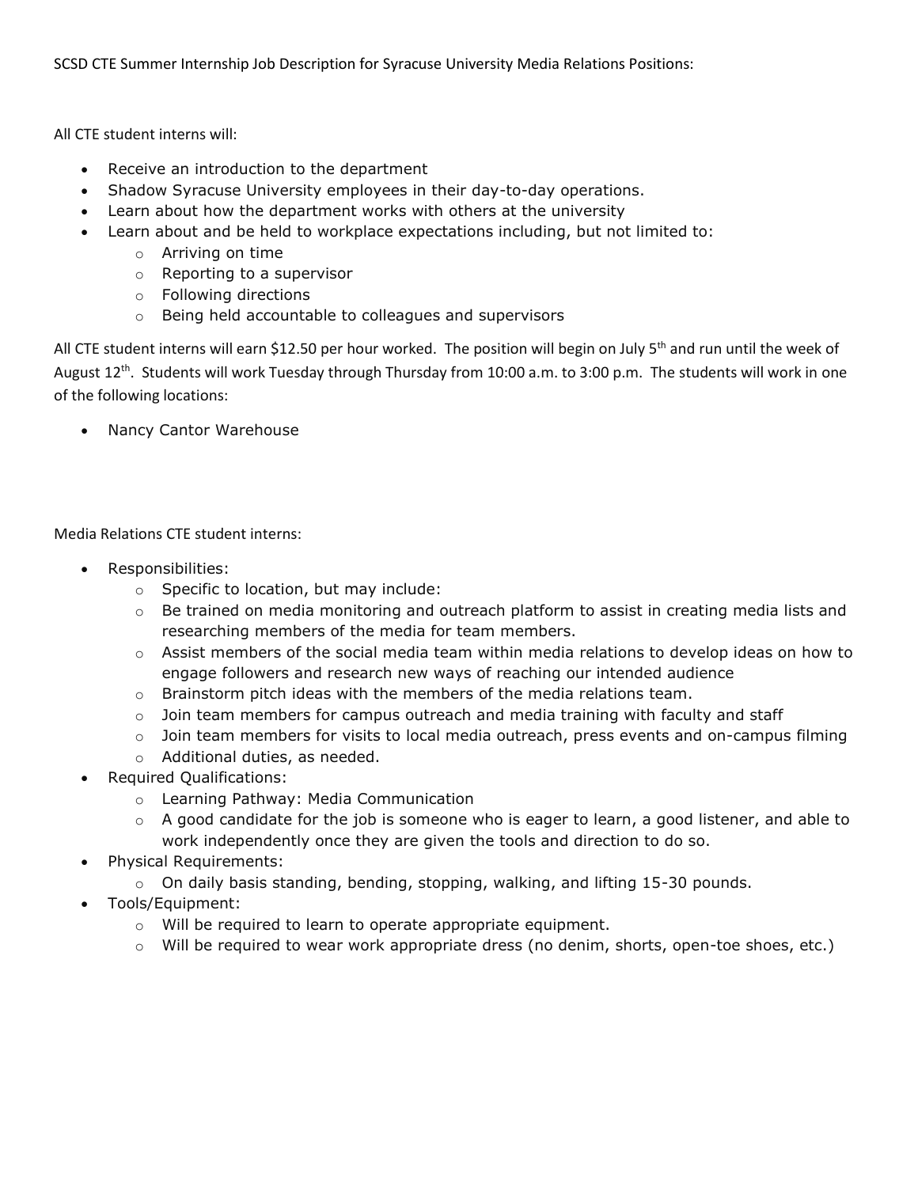SCSD CTE Summer Internship Job Description for Syracuse University Media Relations Positions:

All CTE student interns will:

- Receive an introduction to the department
- Shadow Syracuse University employees in their day-to-day operations.
- Learn about how the department works with others at the university
- Learn about and be held to workplace expectations including, but not limited to:
  - Arriving on time
  - Reporting to a supervisor
  - Following directions
  - Being held accountable to colleagues and supervisors

All CTE student interns will earn $12.50 per hour worked. The position will begin on July 5th and run until the week of August 12th. Students will work Tuesday through Thursday from 10:00 a.m. to 3:00 p.m. The students will work in one of the following locations:

- Nancy Cantor Warehouse

Media Relations CTE student interns:

- Responsibilities:
  - Specific to location, but may include:
  - Be trained on media monitoring and outreach platform to assist in creating media lists and researching members of the media for team members.
  - Assist members of the social media team within media relations to develop ideas on how to engage followers and research new ways of reaching our intended audience
  - Brainstorm pitch ideas with the members of the media relations team.
  - Join team members for campus outreach and media training with faculty and staff
  - Join team members for visits to local media outreach, press events and on-campus filming
  - Additional duties, as needed.
- Required Qualifications:
  - Learning Pathway: Media Communication
  - A good candidate for the job is someone who is eager to learn, a good listener, and able to work independently once they are given the tools and direction to do so.
- Physical Requirements:
  - On daily basis standing, bending, stopping, walking, and lifting 15-30 pounds.
- Tools/Equipment:
  - Will be required to learn to operate appropriate equipment.
  - Will be required to wear work appropriate dress (no denim, shorts, open-toe shoes, etc.)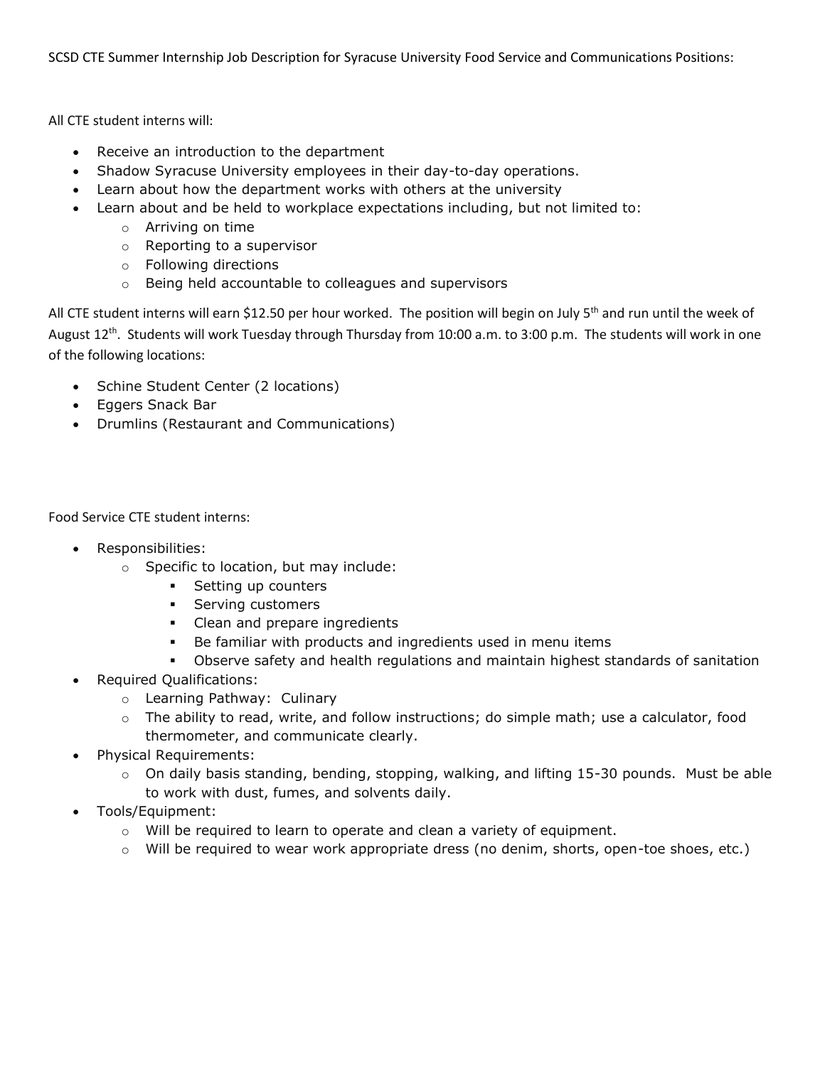SCSD CTE Summer Internship Job Description for Syracuse University Food Service and Communications Positions:

All CTE student interns will:

- Receive an introduction to the department
- Shadow Syracuse University employees in their day-to-day operations.
- Learn about how the department works with others at the university
- Learn about and be held to workplace expectations including, but not limited to:
  - Arriving on time
  - Reporting to a supervisor
  - Following directions
  - Being held accountable to colleagues and supervisors

All CTE student interns will earn $12.50 per hour worked. The position will begin on July 5th and run until the week of August 12th. Students will work Tuesday through Thursday from 10:00 a.m. to 3:00 p.m. The students will work in one of the following locations:

- Schine Student Center (2 locations)
- Eggers Snack Bar
- Drumlins (Restaurant and Communications)

Food Service CTE student interns:

- Responsibilities:
  - Specific to location, but may include:
    - Setting up counters
    - Serving customers
    - Clean and prepare ingredients
    - Be familiar with products and ingredients used in menu items
    - Observe safety and health regulations and maintain highest standards of sanitation
- Required Qualifications:
  - Learning Pathway: Culinary
  - The ability to read, write, and follow instructions; do simple math; use a calculator, food thermometer, and communicate clearly.
- Physical Requirements:
  - On daily basis standing, bending, stopping, walking, and lifting 15-30 pounds. Must be able to work with dust, fumes, and solvents daily.
- Tools/Equipment:
  - Will be required to learn to operate and clean a variety of equipment.
  - Will be required to wear work appropriate dress (no denim, shorts, open-toe shoes, etc.)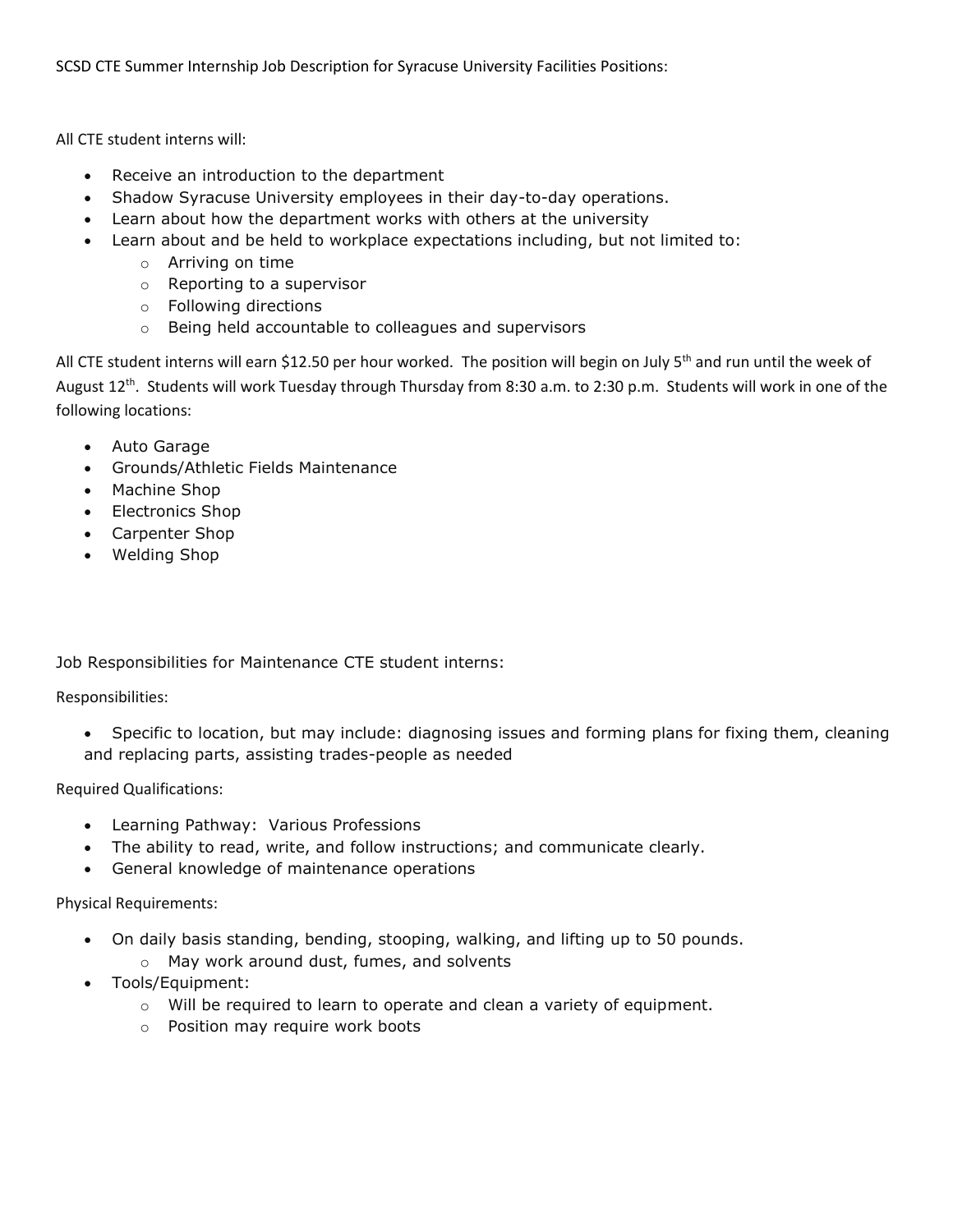SCSD CTE Summer Internship Job Description for Syracuse University Facilities Positions:

All CTE student interns will:

- Receive an introduction to the department
- Shadow Syracuse University employees in their day-to-day operations.
- Learn about how the department works with others at the university
- Learn about and be held to workplace expectations including, but not limited to:
  - Arriving on time
  - Reporting to a supervisor
  - Following directions
  - Being held accountable to colleagues and supervisors

All CTE student interns will earn $12.50 per hour worked. The position will begin on July 5th and run until the week of August 12th. Students will work Tuesday through Thursday from 8:30 a.m. to 2:30 p.m. Students will work in one of the following locations:

- Auto Garage
- Grounds/Athletic Fields Maintenance
- Machine Shop
- Electronics Shop
- Carpenter Shop
- Welding Shop

Job Responsibilities for Maintenance CTE student interns:

Responsibilities:

- Specific to location, but may include: diagnosing issues and forming plans for fixing them, cleaning and replacing parts, assisting trades-people as needed

Required Qualifications:

- Learning Pathway: Various Professions
- The ability to read, write, and follow instructions; and communicate clearly.
- General knowledge of maintenance operations

Physical Requirements:

- On daily basis standing, bending, stooping, walking, and lifting up to 50 pounds.
  - May work around dust, fumes, and solvents
- Tools/Equipment:
  - Will be required to learn to operate and clean a variety of equipment.
  - Position may require work boots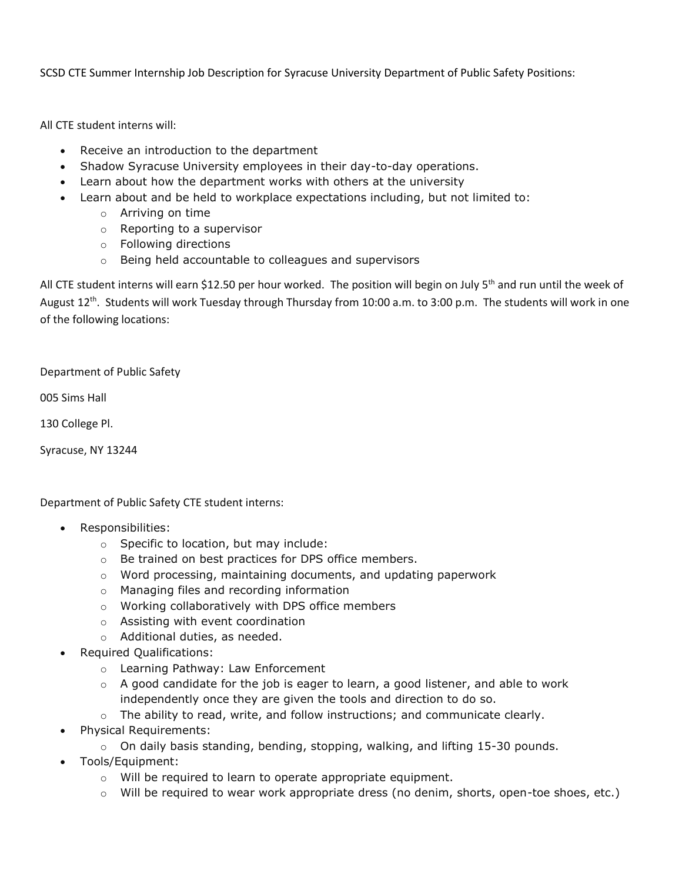SCSD CTE Summer Internship Job Description for Syracuse University Department of Public Safety Positions:

All CTE student interns will:

- Receive an introduction to the department
- Shadow Syracuse University employees in their day-to-day operations.
- Learn about how the department works with others at the university
- Learn about and be held to workplace expectations including, but not limited to:
  - Arriving on time
  - Reporting to a supervisor
  - Following directions
  - Being held accountable to colleagues and supervisors

All CTE student interns will earn $12.50 per hour worked. The position will begin on July 5th and run until the week of August 12th. Students will work Tuesday through Thursday from 10:00 a.m. to 3:00 p.m. The students will work in one of the following locations:

Department of Public Safety

005 Sims Hall

130 College Pl.

Syracuse, NY 13244

Department of Public Safety CTE student interns:

- Responsibilities:
  - Specific to location, but may include:
  - Be trained on best practices for DPS office members.
  - Word processing, maintaining documents, and updating paperwork
  - Managing files and recording information
  - Working collaboratively with DPS office members
  - Assisting with event coordination
  - Additional duties, as needed.
- Required Qualifications:
  - Learning Pathway: Law Enforcement
  - A good candidate for the job is eager to learn, a good listener, and able to work independently once they are given the tools and direction to do so.
  - The ability to read, write, and follow instructions; and communicate clearly.
- Physical Requirements:
  - On daily basis standing, bending, stopping, walking, and lifting 15-30 pounds.
- Tools/Equipment:
  - Will be required to learn to operate appropriate equipment.
  - Will be required to wear work appropriate dress (no denim, shorts, open-toe shoes, etc.)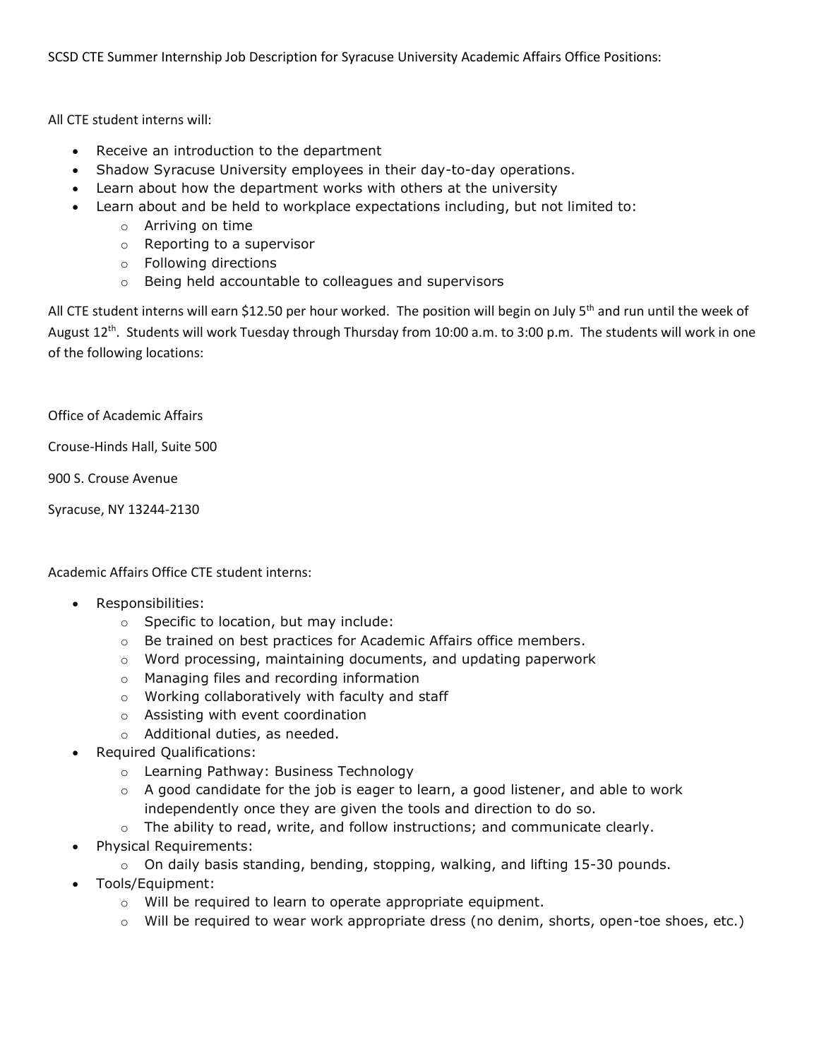SCSD CTE Summer Internship Job Description for Syracuse University Academic Affairs Office Positions:

All CTE student interns will:

- Receive an introduction to the department
- Shadow Syracuse University employees in their day-to-day operations.
- Learn about how the department works with others at the university
- Learn about and be held to workplace expectations including, but not limited to:
  - Arriving on time
  - Reporting to a supervisor
  - Following directions
  - Being held accountable to colleagues and supervisors

All CTE student interns will earn $12.50 per hour worked. The position will begin on July 5th and run until the week of August 12th. Students will work Tuesday through Thursday from 10:00 a.m. to 3:00 p.m. The students will work in one of the following locations:

Office of Academic Affairs

Crouse-Hinds Hall, Suite 500

900 S. Crouse Avenue

Syracuse, NY 13244-2130

Academic Affairs Office CTE student interns:

- Responsibilities:
  - Specific to location, but may include:
  - Be trained on best practices for Academic Affairs office members.
  - Word processing, maintaining documents, and updating paperwork
  - Managing files and recording information
  - Working collaboratively with faculty and staff
  - Assisting with event coordination
  - Additional duties, as needed.
- Required Qualifications:
  - Learning Pathway: Business Technology
  - A good candidate for the job is eager to learn, a good listener, and able to work independently once they are given the tools and direction to do so.
  - The ability to read, write, and follow instructions; and communicate clearly.
- Physical Requirements:
  - On daily basis standing, bending, stopping, walking, and lifting 15-30 pounds.
- Tools/Equipment:
  - Will be required to learn to operate appropriate equipment.
  - Will be required to wear work appropriate dress (no denim, shorts, open-toe shoes, etc.)